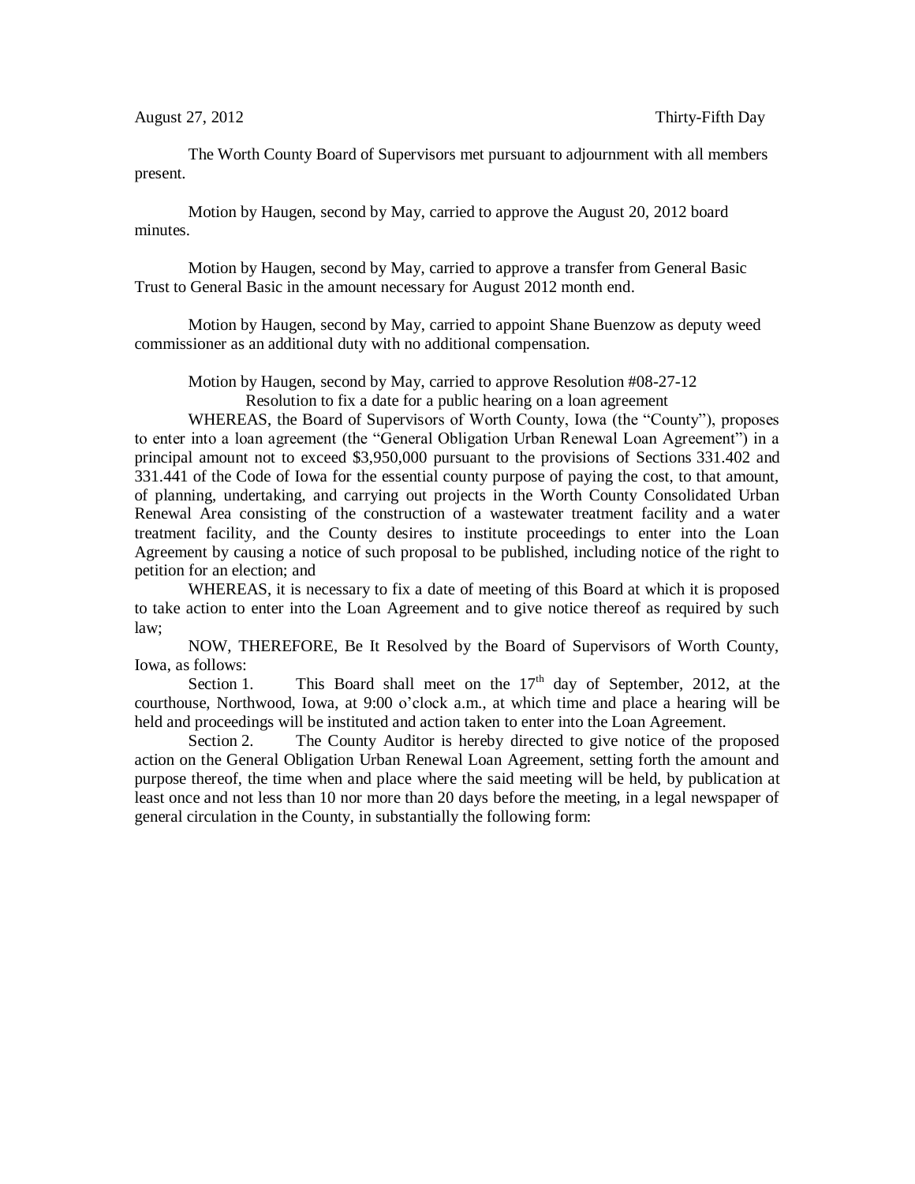August 27, 2012 Thirty-Fifth Day

The Worth County Board of Supervisors met pursuant to adjournment with all members present.

Motion by Haugen, second by May, carried to approve the August 20, 2012 board minutes.

Motion by Haugen, second by May, carried to approve a transfer from General Basic Trust to General Basic in the amount necessary for August 2012 month end.

Motion by Haugen, second by May, carried to appoint Shane Buenzow as deputy weed commissioner as an additional duty with no additional compensation.

Motion by Haugen, second by May, carried to approve Resolution #08-27-12

Resolution to fix a date for a public hearing on a loan agreement

WHEREAS, the Board of Supervisors of Worth County, Iowa (the "County"), proposes to enter into a loan agreement (the "General Obligation Urban Renewal Loan Agreement") in a principal amount not to exceed $3,950,000 pursuant to the provisions of Sections 331.402 and 331.441 of the Code of Iowa for the essential county purpose of paying the cost, to that amount, of planning, undertaking, and carrying out projects in the Worth County Consolidated Urban Renewal Area consisting of the construction of a wastewater treatment facility and a water treatment facility, and the County desires to institute proceedings to enter into the Loan Agreement by causing a notice of such proposal to be published, including notice of the right to petition for an election; and

WHEREAS, it is necessary to fix a date of meeting of this Board at which it is proposed to take action to enter into the Loan Agreement and to give notice thereof as required by such law;

NOW, THEREFORE, Be It Resolved by the Board of Supervisors of Worth County, Iowa, as follows:

Section 1. This Board shall meet on the 17th day of September, 2012, at the courthouse, Northwood, Iowa, at 9:00 o'clock a.m., at which time and place a hearing will be held and proceedings will be instituted and action taken to enter into the Loan Agreement.

Section 2. The County Auditor is hereby directed to give notice of the proposed action on the General Obligation Urban Renewal Loan Agreement, setting forth the amount and purpose thereof, the time when and place where the said meeting will be held, by publication at least once and not less than 10 nor more than 20 days before the meeting, in a legal newspaper of general circulation in the County, in substantially the following form: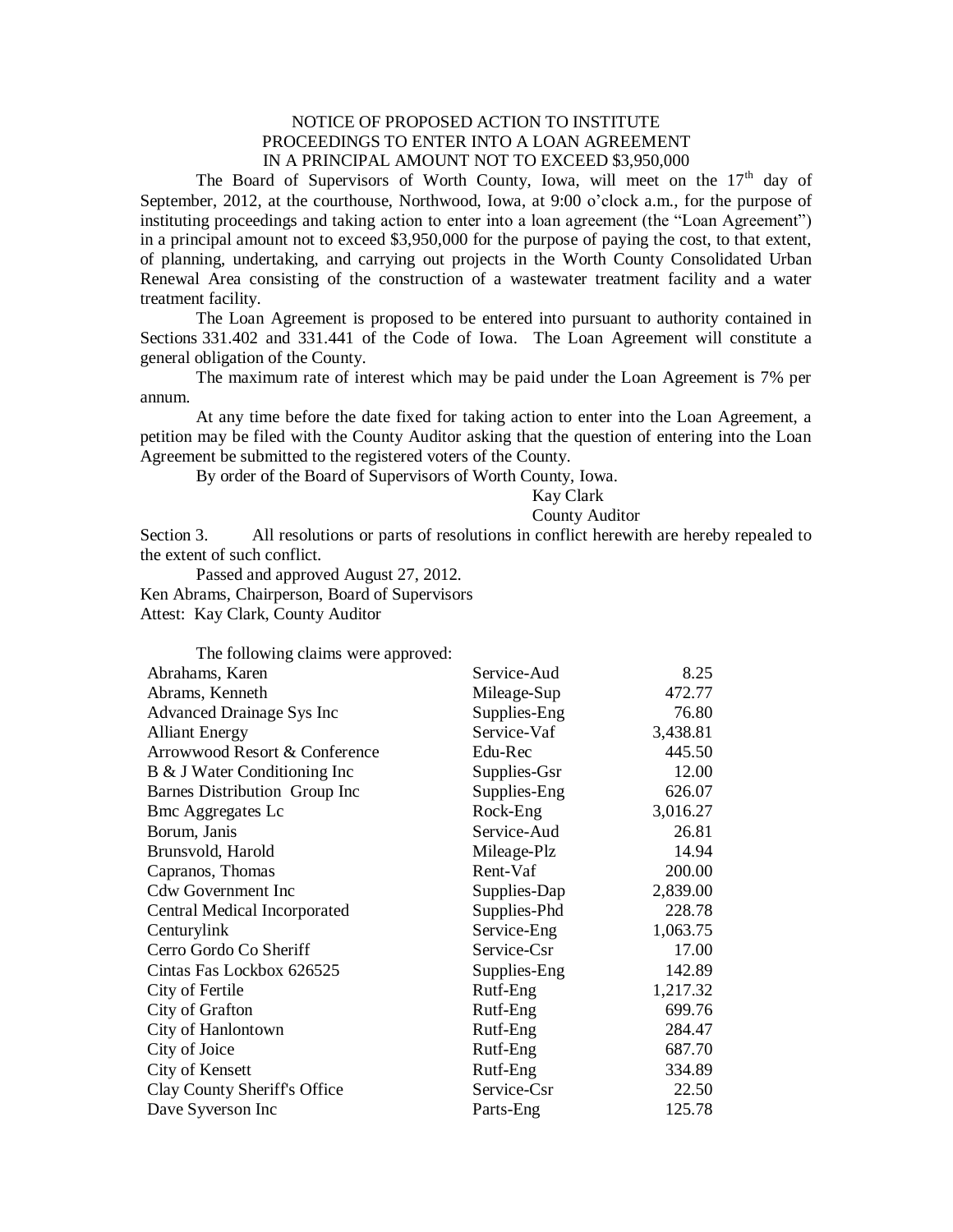NOTICE OF PROPOSED ACTION TO INSTITUTE PROCEEDINGS TO ENTER INTO A LOAN AGREEMENT IN A PRINCIPAL AMOUNT NOT TO EXCEED $3,950,000

The Board of Supervisors of Worth County, Iowa, will meet on the 17th day of September, 2012, at the courthouse, Northwood, Iowa, at 9:00 o'clock a.m., for the purpose of instituting proceedings and taking action to enter into a loan agreement (the "Loan Agreement") in a principal amount not to exceed $3,950,000 for the purpose of paying the cost, to that extent, of planning, undertaking, and carrying out projects in the Worth County Consolidated Urban Renewal Area consisting of the construction of a wastewater treatment facility and a water treatment facility.

The Loan Agreement is proposed to be entered into pursuant to authority contained in Sections 331.402 and 331.441 of the Code of Iowa. The Loan Agreement will constitute a general obligation of the County.

The maximum rate of interest which may be paid under the Loan Agreement is 7% per annum.

At any time before the date fixed for taking action to enter into the Loan Agreement, a petition may be filed with the County Auditor asking that the question of entering into the Loan Agreement be submitted to the registered voters of the County.

By order of the Board of Supervisors of Worth County, Iowa.

Kay Clark
County Auditor

Section 3. All resolutions or parts of resolutions in conflict herewith are hereby repealed to the extent of such conflict.

Passed and approved August 27, 2012.
Ken Abrams, Chairperson, Board of Supervisors
Attest: Kay Clark, County Auditor

The following claims were approved:

| | | |
|---|---|---|
| Abrahams, Karen | Service-Aud | 8.25 |
| Abrams, Kenneth | Mileage-Sup | 472.77 |
| Advanced Drainage Sys Inc | Supplies-Eng | 76.80 |
| Alliant Energy | Service-Vaf | 3,438.81 |
| Arrowwood Resort & Conference | Edu-Rec | 445.50 |
| B & J Water Conditioning Inc | Supplies-Gsr | 12.00 |
| Barnes Distribution Group Inc | Supplies-Eng | 626.07 |
| Bmc Aggregates Lc | Rock-Eng | 3,016.27 |
| Borum, Janis | Service-Aud | 26.81 |
| Brunsvold, Harold | Mileage-Plz | 14.94 |
| Capranos, Thomas | Rent-Vaf | 200.00 |
| Cdw Government Inc | Supplies-Dap | 2,839.00 |
| Central Medical Incorporated | Supplies-Phd | 228.78 |
| Centurylink | Service-Eng | 1,063.75 |
| Cerro Gordo Co Sheriff | Service-Csr | 17.00 |
| Cintas Fas Lockbox 626525 | Supplies-Eng | 142.89 |
| City of Fertile | Rutf-Eng | 1,217.32 |
| City of Grafton | Rutf-Eng | 699.76 |
| City of Hanlontown | Rutf-Eng | 284.47 |
| City of Joice | Rutf-Eng | 687.70 |
| City of Kensett | Rutf-Eng | 334.89 |
| Clay County Sheriff's Office | Service-Csr | 22.50 |
| Dave Syverson Inc | Parts-Eng | 125.78 |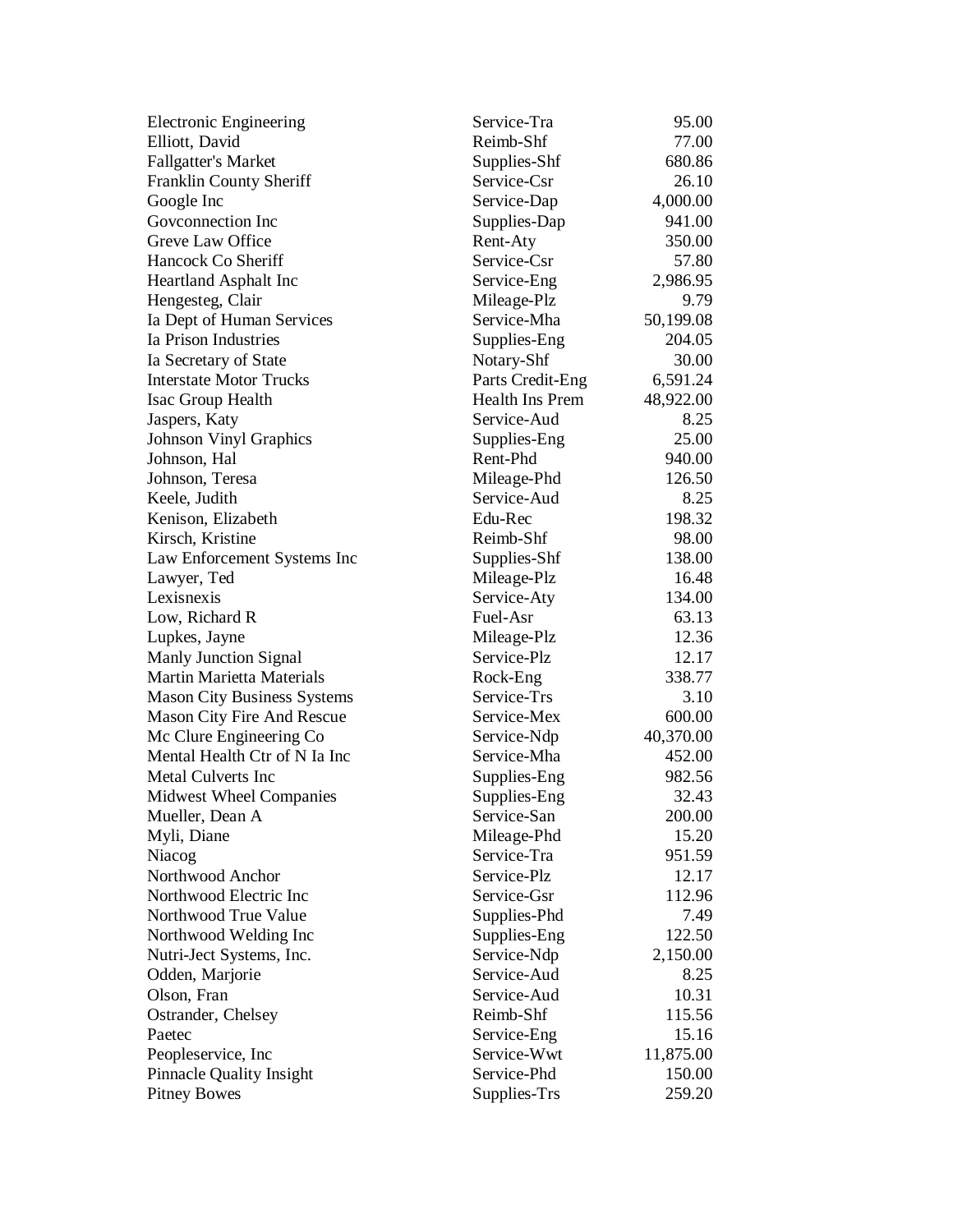| | | |
|---|---|---|
| Electronic Engineering | Service-Tra | 95.00 |
| Elliott, David | Reimb-Shf | 77.00 |
| Fallgatter's Market | Supplies-Shf | 680.86 |
| Franklin County Sheriff | Service-Csr | 26.10 |
| Google Inc | Service-Dap | 4,000.00 |
| Govconnection Inc | Supplies-Dap | 941.00 |
| Greve Law Office | Rent-Aty | 350.00 |
| Hancock Co Sheriff | Service-Csr | 57.80 |
| Heartland Asphalt Inc | Service-Eng | 2,986.95 |
| Hengesteg, Clair | Mileage-Plz | 9.79 |
| Ia Dept of Human Services | Service-Mha | 50,199.08 |
| Ia Prison Industries | Supplies-Eng | 204.05 |
| Ia Secretary of State | Notary-Shf | 30.00 |
| Interstate Motor Trucks | Parts Credit-Eng | 6,591.24 |
| Isac Group Health | Health Ins Prem | 48,922.00 |
| Jaspers, Katy | Service-Aud | 8.25 |
| Johnson Vinyl Graphics | Supplies-Eng | 25.00 |
| Johnson, Hal | Rent-Phd | 940.00 |
| Johnson, Teresa | Mileage-Phd | 126.50 |
| Keele, Judith | Service-Aud | 8.25 |
| Kenison, Elizabeth | Edu-Rec | 198.32 |
| Kirsch, Kristine | Reimb-Shf | 98.00 |
| Law Enforcement Systems Inc | Supplies-Shf | 138.00 |
| Lawyer, Ted | Mileage-Plz | 16.48 |
| Lexisnexis | Service-Aty | 134.00 |
| Low, Richard R | Fuel-Asr | 63.13 |
| Lupkes, Jayne | Mileage-Plz | 12.36 |
| Manly Junction Signal | Service-Plz | 12.17 |
| Martin Marietta Materials | Rock-Eng | 338.77 |
| Mason City Business Systems | Service-Trs | 3.10 |
| Mason City Fire And Rescue | Service-Mex | 600.00 |
| Mc Clure Engineering Co | Service-Ndp | 40,370.00 |
| Mental Health Ctr of N Ia Inc | Service-Mha | 452.00 |
| Metal Culverts Inc | Supplies-Eng | 982.56 |
| Midwest Wheel Companies | Supplies-Eng | 32.43 |
| Mueller, Dean A | Service-San | 200.00 |
| Myli, Diane | Mileage-Phd | 15.20 |
| Niacog | Service-Tra | 951.59 |
| Northwood Anchor | Service-Plz | 12.17 |
| Northwood Electric Inc | Service-Gsr | 112.96 |
| Northwood True Value | Supplies-Phd | 7.49 |
| Northwood Welding Inc | Supplies-Eng | 122.50 |
| Nutri-Ject Systems, Inc. | Service-Ndp | 2,150.00 |
| Odden, Marjorie | Service-Aud | 8.25 |
| Olson, Fran | Service-Aud | 10.31 |
| Ostrander, Chelsey | Reimb-Shf | 115.56 |
| Paetec | Service-Eng | 15.16 |
| Peopleservice, Inc | Service-Wwt | 11,875.00 |
| Pinnacle Quality Insight | Service-Phd | 150.00 |
| Pitney Bowes | Supplies-Trs | 259.20 |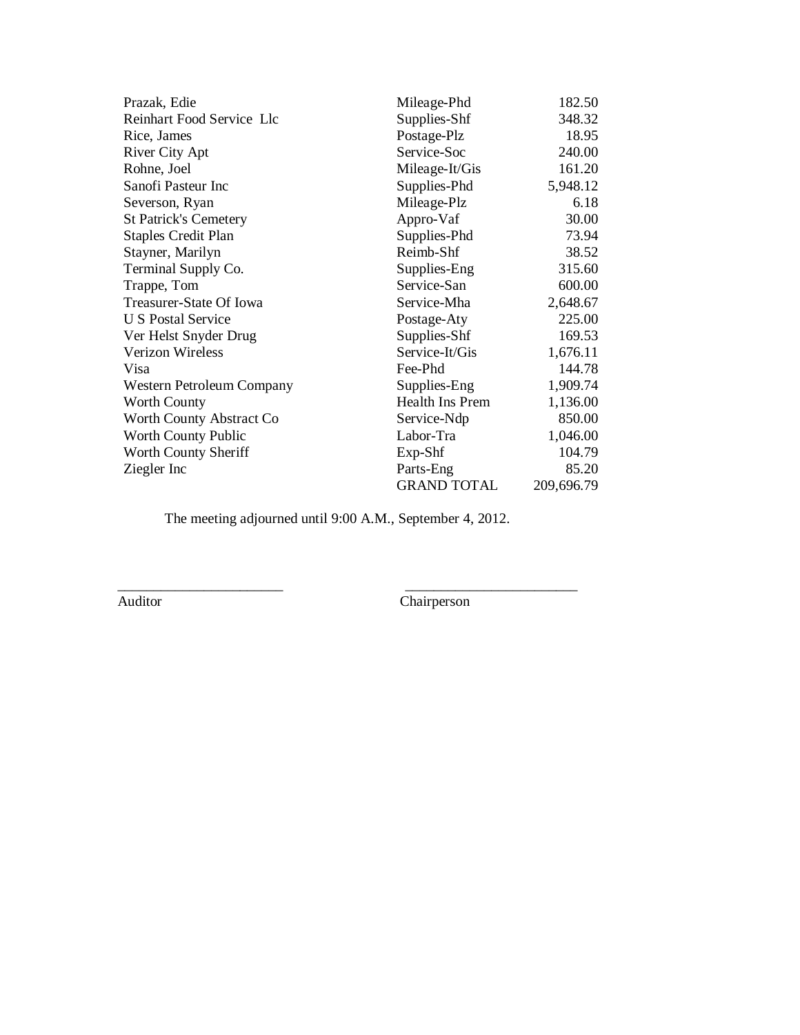| | | |
|---|---|---|
| Prazak, Edie | Mileage-Phd | 182.50 |
| Reinhart Food Service Llc | Supplies-Shf | 348.32 |
| Rice, James | Postage-Plz | 18.95 |
| River City Apt | Service-Soc | 240.00 |
| Rohne, Joel | Mileage-It/Gis | 161.20 |
| Sanofi Pasteur Inc | Supplies-Phd | 5,948.12 |
| Severson, Ryan | Mileage-Plz | 6.18 |
| St Patrick's Cemetery | Appro-Vaf | 30.00 |
| Staples Credit Plan | Supplies-Phd | 73.94 |
| Stayner, Marilyn | Reimb-Shf | 38.52 |
| Terminal Supply Co. | Supplies-Eng | 315.60 |
| Trappe, Tom | Service-San | 600.00 |
| Treasurer-State Of Iowa | Service-Mha | 2,648.67 |
| U S Postal Service | Postage-Aty | 225.00 |
| Ver Helst Snyder Drug | Supplies-Shf | 169.53 |
| Verizon Wireless | Service-It/Gis | 1,676.11 |
| Visa | Fee-Phd | 144.78 |
| Western Petroleum Company | Supplies-Eng | 1,909.74 |
| Worth County | Health Ins Prem | 1,136.00 |
| Worth County Abstract Co | Service-Ndp | 850.00 |
| Worth County Public | Labor-Tra | 1,046.00 |
| Worth County Sheriff | Exp-Shf | 104.79 |
| Ziegler Inc | Parts-Eng | 85.20 |
| | GRAND TOTAL | 209,696.79 |

The meeting adjourned until 9:00 A.M., September 4, 2012.

_______________________ _______________________

Auditor Chairperson